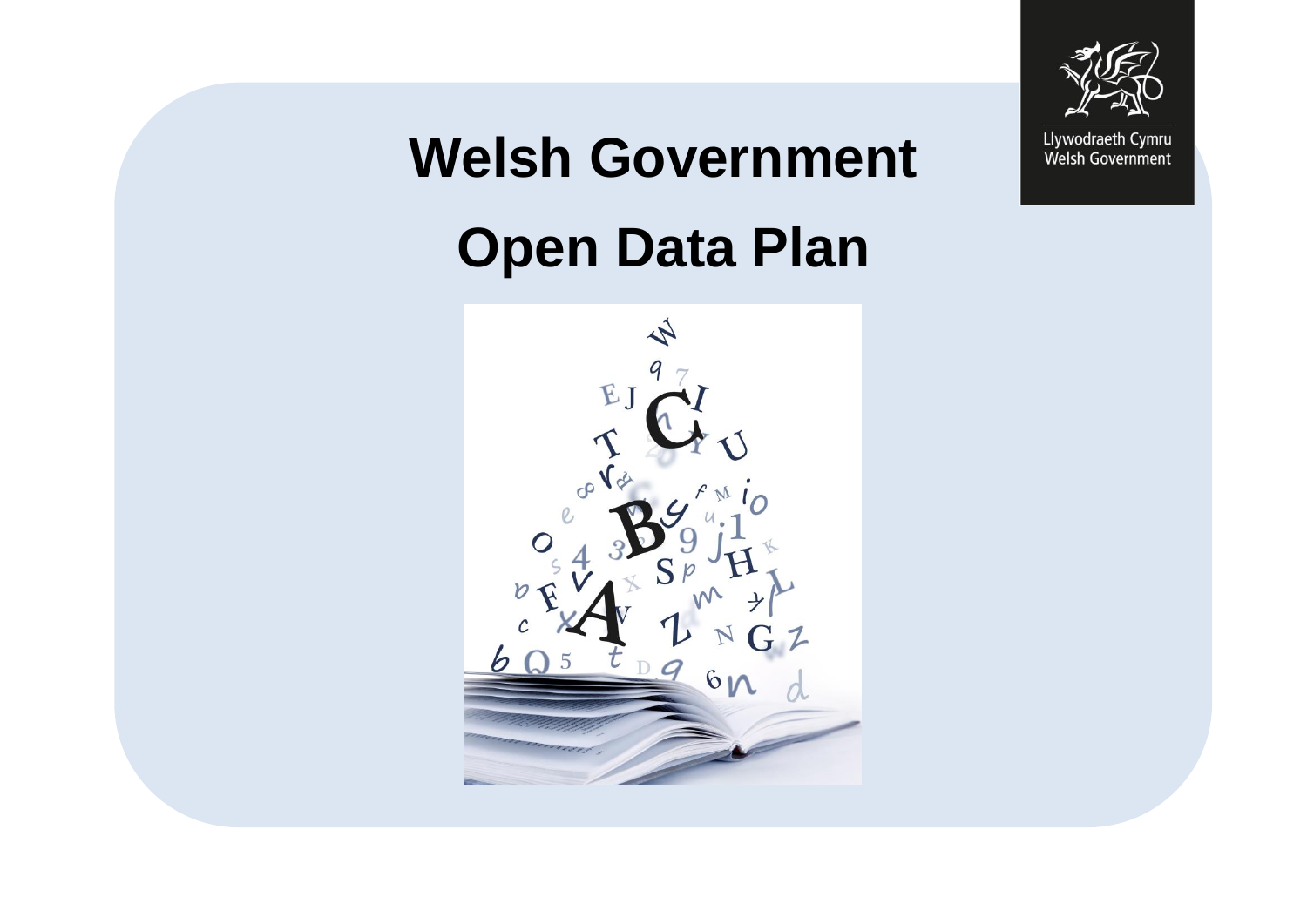Llywodraeth Cymru
Welsh Government

# Welsh Government

# Open Data Plan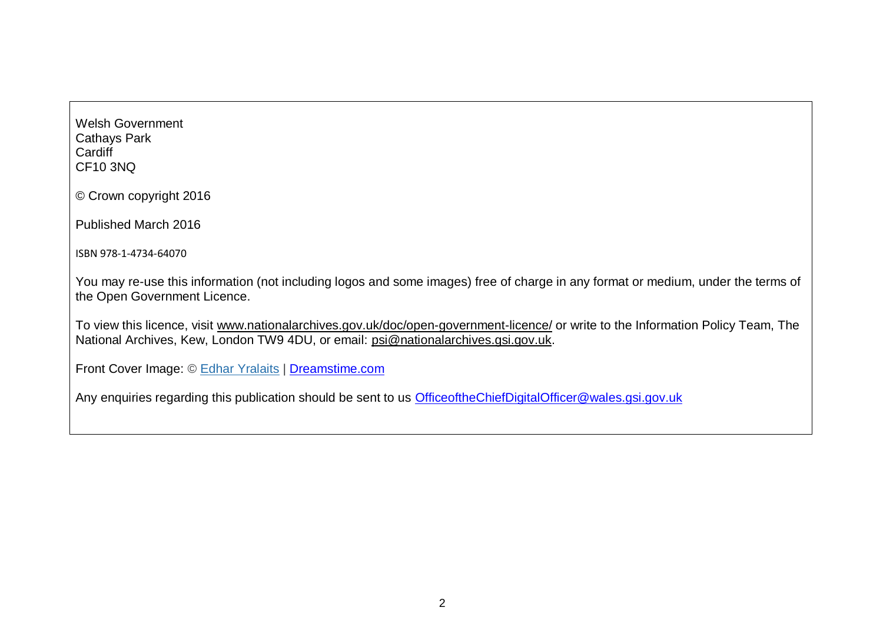Welsh Government
Cathays Park
Cardiff
CF10 3NQ

© Crown copyright 2016

Published March 2016

ISBN 978-1-4734-64070

You may re-use this information (not including logos and some images) free of charge in any format or medium, under the terms of the Open Government Licence.

To view this licence, visit www.nationalarchives.gov.uk/doc/open-government-licence/ or write to the Information Policy Team, The National Archives, Kew, London TW9 4DU, or email: psi@nationalarchives.gsi.gov.uk.

Front Cover Image: © Edhar Yralaits | Dreamstime.com

Any enquiries regarding this publication should be sent to us OfficeoftheChiefDigitalOfficer@wales.gsi.gov.uk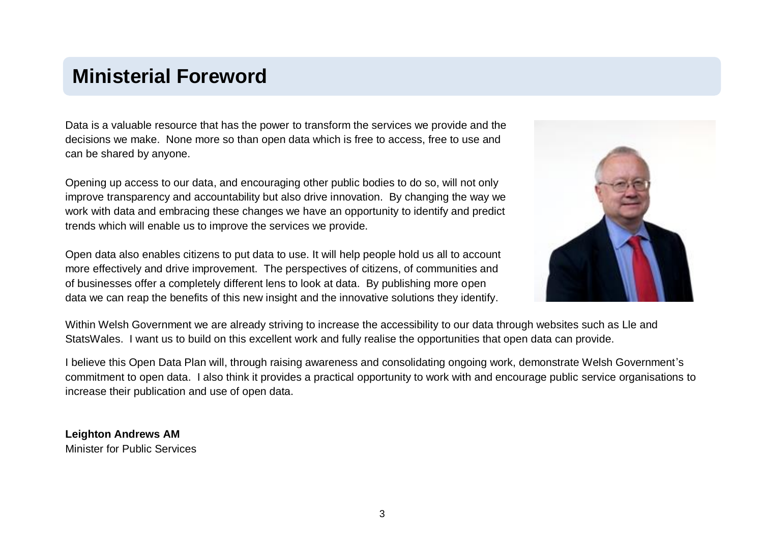# Ministerial Foreword

Data is a valuable resource that has the power to transform the services we provide and the decisions we make. None more so than open data which is free to access, free to use and can be shared by anyone.

Opening up access to our data, and encouraging other public bodies to do so, will not only improve transparency and accountability but also drive innovation. By changing the way we work with data and embracing these changes we have an opportunity to identify and predict trends which will enable us to improve the services we provide.

Open data also enables citizens to put data to use. It will help people hold us all to account more effectively and drive improvement. The perspectives of citizens, of communities and of businesses offer a completely different lens to look at data. By publishing more open data we can reap the benefits of this new insight and the innovative solutions they identify.

Within Welsh Government we are already striving to increase the accessibility to our data through websites such as Lle and StatsWales. I want us to build on this excellent work and fully realise the opportunities that open data can provide.

I believe this Open Data Plan will, through raising awareness and consolidating ongoing work, demonstrate Welsh Government's commitment to open data. I also think it provides a practical opportunity to work with and encourage public service organisations to increase their publication and use of open data.

**Leighton Andrews AM**
Minister for Public Services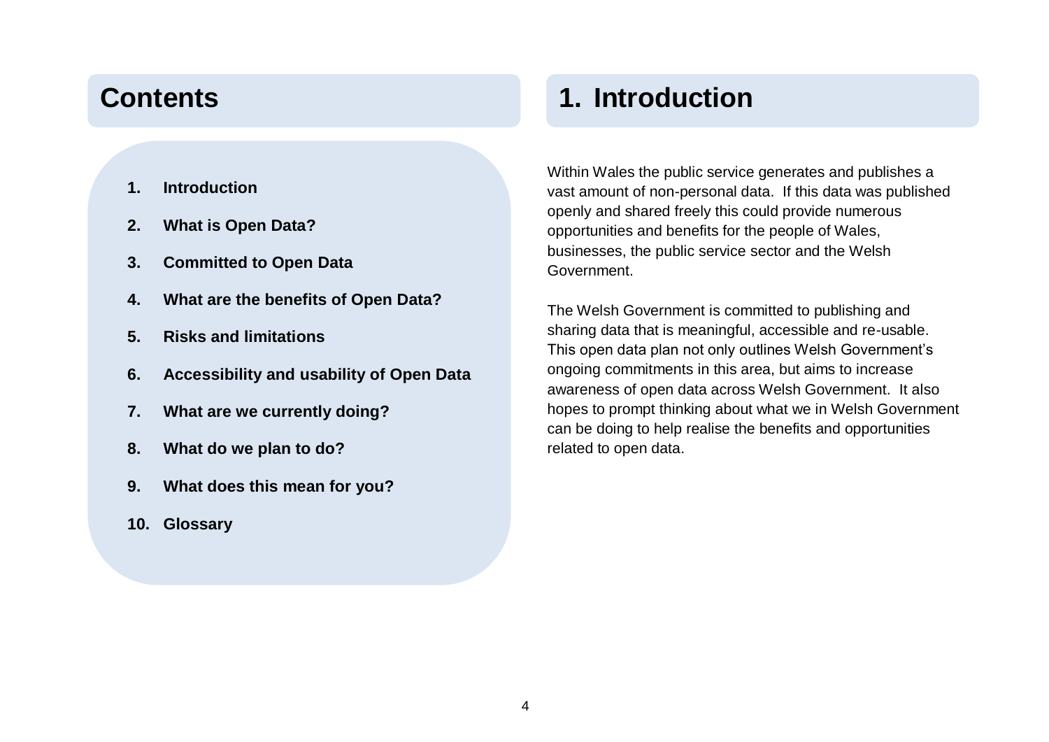## Contents

1. **Introduction**
2. **What is Open Data?**
3. **Committed to Open Data**
4. **What are the benefits of Open Data?**
5. **Risks and limitations**
6. **Accessibility and usability of Open Data**
7. **What are we currently doing?**
8. **What do we plan to do?**
9. **What does this mean for you?**
10. **Glossary**

## 1. Introduction

Within Wales the public service generates and publishes a vast amount of non-personal data. If this data was published openly and shared freely this could provide numerous opportunities and benefits for the people of Wales, businesses, the public service sector and the Welsh Government.

The Welsh Government is committed to publishing and sharing data that is meaningful, accessible and re-usable. This open data plan not only outlines Welsh Government's ongoing commitments in this area, but aims to increase awareness of open data across Welsh Government. It also hopes to prompt thinking about what we in Welsh Government can be doing to help realise the benefits and opportunities related to open data.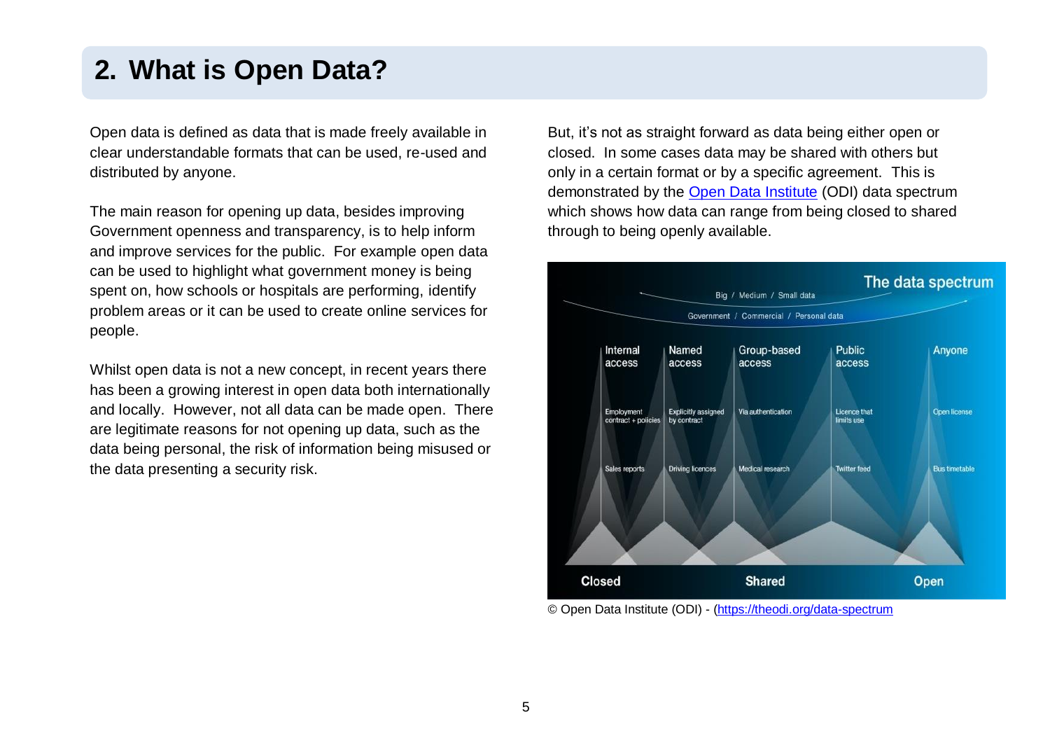## 2. What is Open Data?

Open data is defined as data that is made freely available in clear understandable formats that can be used, re-used and distributed by anyone.

The main reason for opening up data, besides improving Government openness and transparency, is to help inform and improve services for the public. For example open data can be used to highlight what government money is being spent on, how schools or hospitals are performing, identify problem areas or it can be used to create online services for people.

Whilst open data is not a new concept, in recent years there has been a growing interest in open data both internationally and locally. However, not all data can be made open. There are legitimate reasons for not opening up data, such as the data being personal, the risk of information being misused or the data presenting a security risk.

But, it's not as straight forward as data being either open or closed. In some cases data may be shared with others but only in a certain format or by a specific agreement. This is demonstrated by the [Open Data Institute](https://theodi.org) (ODI) data spectrum which shows how data can range from being closed to shared through to being openly available.

The data spectrum

Big / Medium / Small data

Government / Commercial / Personal data

| Internal access | Named access | Group-based access | Public access | Anyone |
| --- | --- | --- | --- | --- |
| Employment contract + policies | Explicitly assigned by contract | Via authentication | Licence that limits use | Open license |
| Sales reports | Driving licences | Medical research | Twitter feed | Bus timetable |

Closed — Shared — Open

© Open Data Institute (ODI) - ([https://theodi.org/data-spectrum](https://theodi.org/data-spectrum)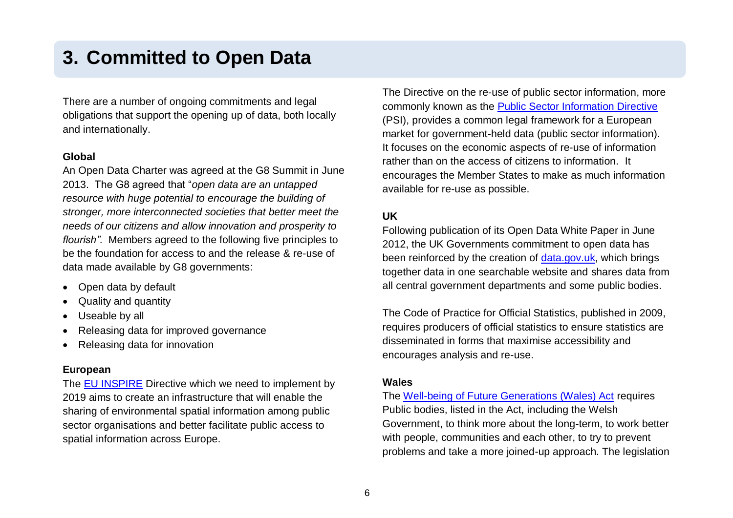# 3. Committed to Open Data

There are a number of ongoing commitments and legal obligations that support the opening up of data, both locally and internationally.

**Global**

An Open Data Charter was agreed at the G8 Summit in June 2013. The G8 agreed that "*open data are an untapped resource with huge potential to encourage the building of stronger, more interconnected societies that better meet the needs of our citizens and allow innovation and prosperity to flourish"*. Members agreed to the following five principles to be the foundation for access to and the release & re-use of data made available by G8 governments:

- Open data by default
- Quality and quantity
- Useable by all
- Releasing data for improved governance
- Releasing data for innovation

**European**

The EU INSPIRE Directive which we need to implement by 2019 aims to create an infrastructure that will enable the sharing of environmental spatial information among public sector organisations and better facilitate public access to spatial information across Europe.

The Directive on the re-use of public sector information, more commonly known as the Public Sector Information Directive (PSI), provides a common legal framework for a European market for government-held data (public sector information). It focuses on the economic aspects of re-use of information rather than on the access of citizens to information. It encourages the Member States to make as much information available for re-use as possible.

**UK**

Following publication of its Open Data White Paper in June 2012, the UK Governments commitment to open data has been reinforced by the creation of data.gov.uk, which brings together data in one searchable website and shares data from all central government departments and some public bodies.

The Code of Practice for Official Statistics, published in 2009, requires producers of official statistics to ensure statistics are disseminated in forms that maximise accessibility and encourages analysis and re-use.

**Wales**

The Well-being of Future Generations (Wales) Act requires Public bodies, listed in the Act, including the Welsh Government, to think more about the long-term, to work better with people, communities and each other, to try to prevent problems and take a more joined-up approach. The legislation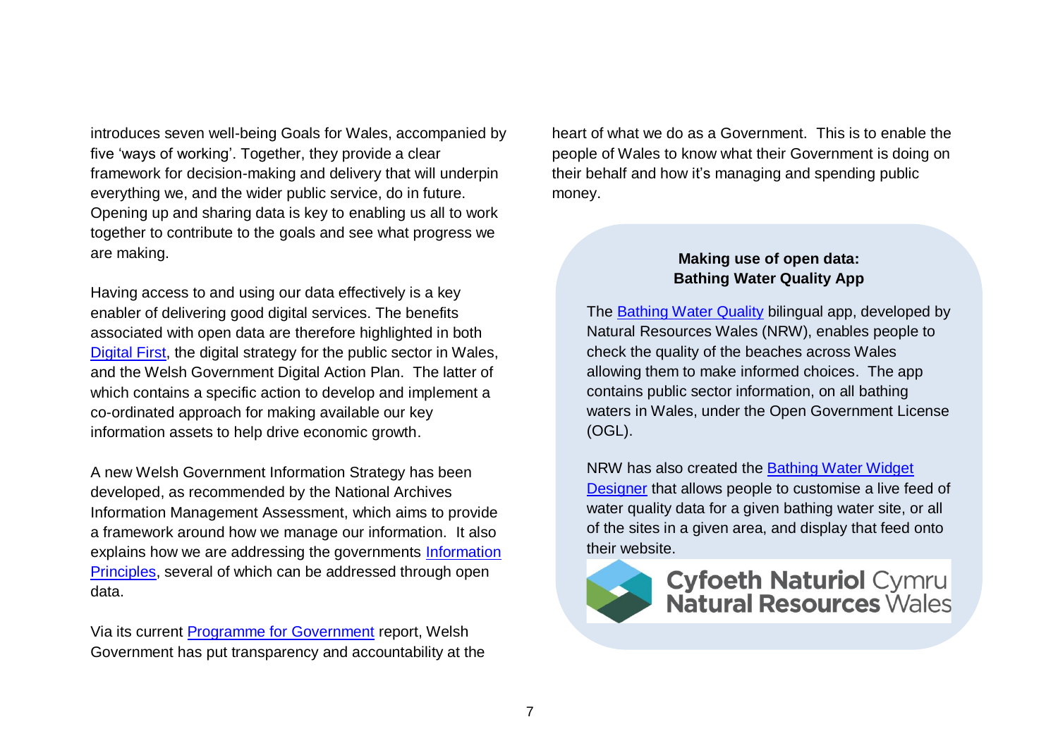introduces seven well-being Goals for Wales, accompanied by five 'ways of working'. Together, they provide a clear framework for decision-making and delivery that will underpin everything we, and the wider public service, do in future. Opening up and sharing data is key to enabling us all to work together to contribute to the goals and see what progress we are making.

Having access to and using our data effectively is a key enabler of delivering good digital services. The benefits associated with open data are therefore highlighted in both Digital First, the digital strategy for the public sector in Wales, and the Welsh Government Digital Action Plan. The latter of which contains a specific action to develop and implement a co-ordinated approach for making available our key information assets to help drive economic growth.

A new Welsh Government Information Strategy has been developed, as recommended by the National Archives Information Management Assessment, which aims to provide a framework around how we manage our information. It also explains how we are addressing the governments Information Principles, several of which can be addressed through open data.

Via its current Programme for Government report, Welsh Government has put transparency and accountability at the heart of what we do as a Government. This is to enable the people of Wales to know what their Government is doing on their behalf and how it's managing and spending public money.

**Making use of open data: Bathing Water Quality App**

The Bathing Water Quality bilingual app, developed by Natural Resources Wales (NRW), enables people to check the quality of the beaches across Wales allowing them to make informed choices. The app contains public sector information, on all bathing waters in Wales, under the Open Government License (OGL).

NRW has also created the Bathing Water Widget Designer that allows people to customise a live feed of water quality data for a given bathing water site, or all of the sites in a given area, and display that feed onto their website.

Cyfoeth Naturiol Cymru
Natural Resources Wales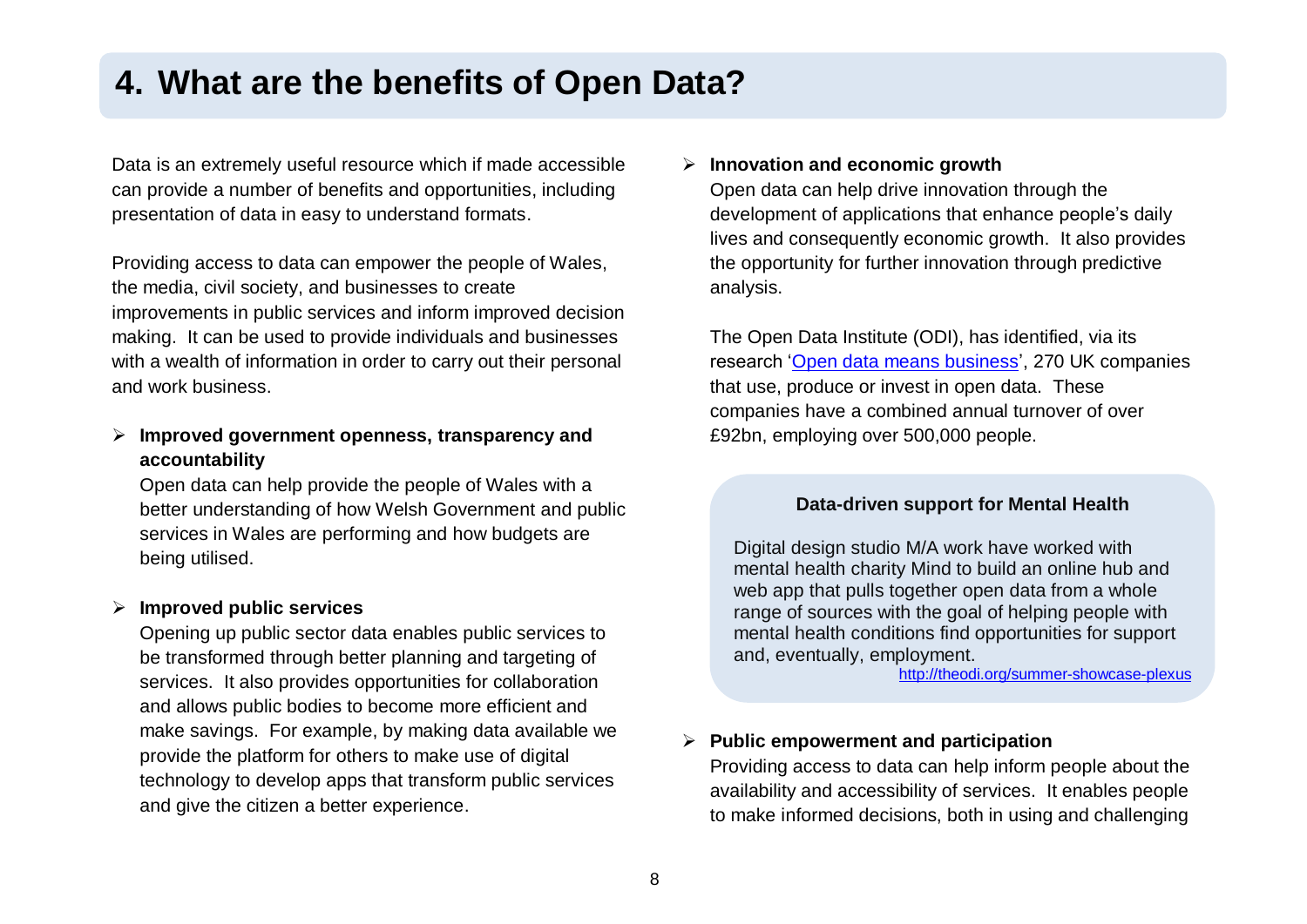## 4. What are the benefits of Open Data?

Data is an extremely useful resource which if made accessible can provide a number of benefits and opportunities, including presentation of data in easy to understand formats.

Providing access to data can empower the people of Wales, the media, civil society, and businesses to create improvements in public services and inform improved decision making. It can be used to provide individuals and businesses with a wealth of information in order to carry out their personal and work business.

- **Improved government openness, transparency and accountability**
  Open data can help provide the people of Wales with a better understanding of how Welsh Government and public services in Wales are performing and how budgets are being utilised.

- **Improved public services**
  Opening up public sector data enables public services to be transformed through better planning and targeting of services. It also provides opportunities for collaboration and allows public bodies to become more efficient and make savings. For example, by making data available we provide the platform for others to make use of digital technology to develop apps that transform public services and give the citizen a better experience.

- **Innovation and economic growth**
  Open data can help drive innovation through the development of applications that enhance people's daily lives and consequently economic growth. It also provides the opportunity for further innovation through predictive analysis.

  The Open Data Institute (ODI), has identified, via its research 'Open data means business', 270 UK companies that use, produce or invest in open data. These companies have a combined annual turnover of over £92bn, employing over 500,000 people.

> **Data-driven support for Mental Health**
>
> Digital design studio M/A work have worked with mental health charity Mind to build an online hub and web app that pulls together open data from a whole range of sources with the goal of helping people with mental health conditions find opportunities for support and, eventually, employment.
>
> http://theodi.org/summer-showcase-plexus

- **Public empowerment and participation**
  Providing access to data can help inform people about the availability and accessibility of services. It enables people to make informed decisions, both in using and challenging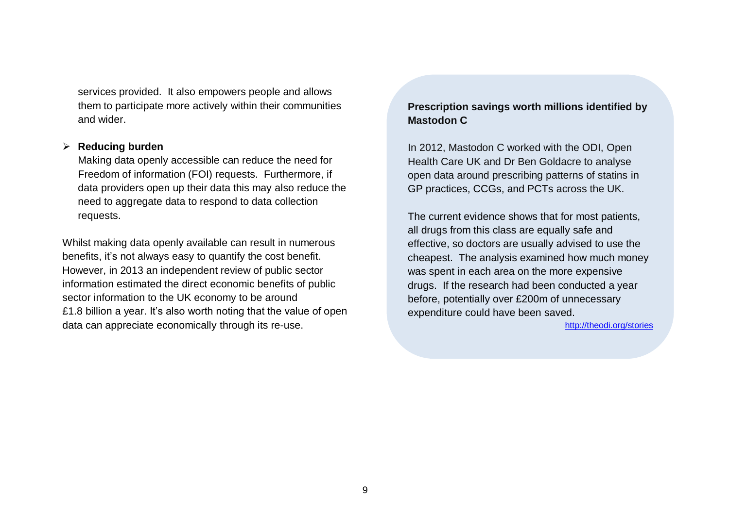services provided. It also empowers people and allows them to participate more actively within their communities and wider.

- **Reducing burden**
  Making data openly accessible can reduce the need for Freedom of information (FOI) requests. Furthermore, if data providers open up their data this may also reduce the need to aggregate data to respond to data collection requests.

Whilst making data openly available can result in numerous benefits, it's not always easy to quantify the cost benefit. However, in 2013 an independent review of public sector information estimated the direct economic benefits of public sector information to the UK economy to be around £1.8 billion a year. It's also worth noting that the value of open data can appreciate economically through its re-use.

**Prescription savings worth millions identified by Mastodon C**

In 2012, Mastodon C worked with the ODI, Open Health Care UK and Dr Ben Goldacre to analyse open data around prescribing patterns of statins in GP practices, CCGs, and PCTs across the UK.

The current evidence shows that for most patients, all drugs from this class are equally safe and effective, so doctors are usually advised to use the cheapest. The analysis examined how much money was spent in each area on the more expensive drugs. If the research had been conducted a year before, potentially over £200m of unnecessary expenditure could have been saved.

http://theodi.org/stories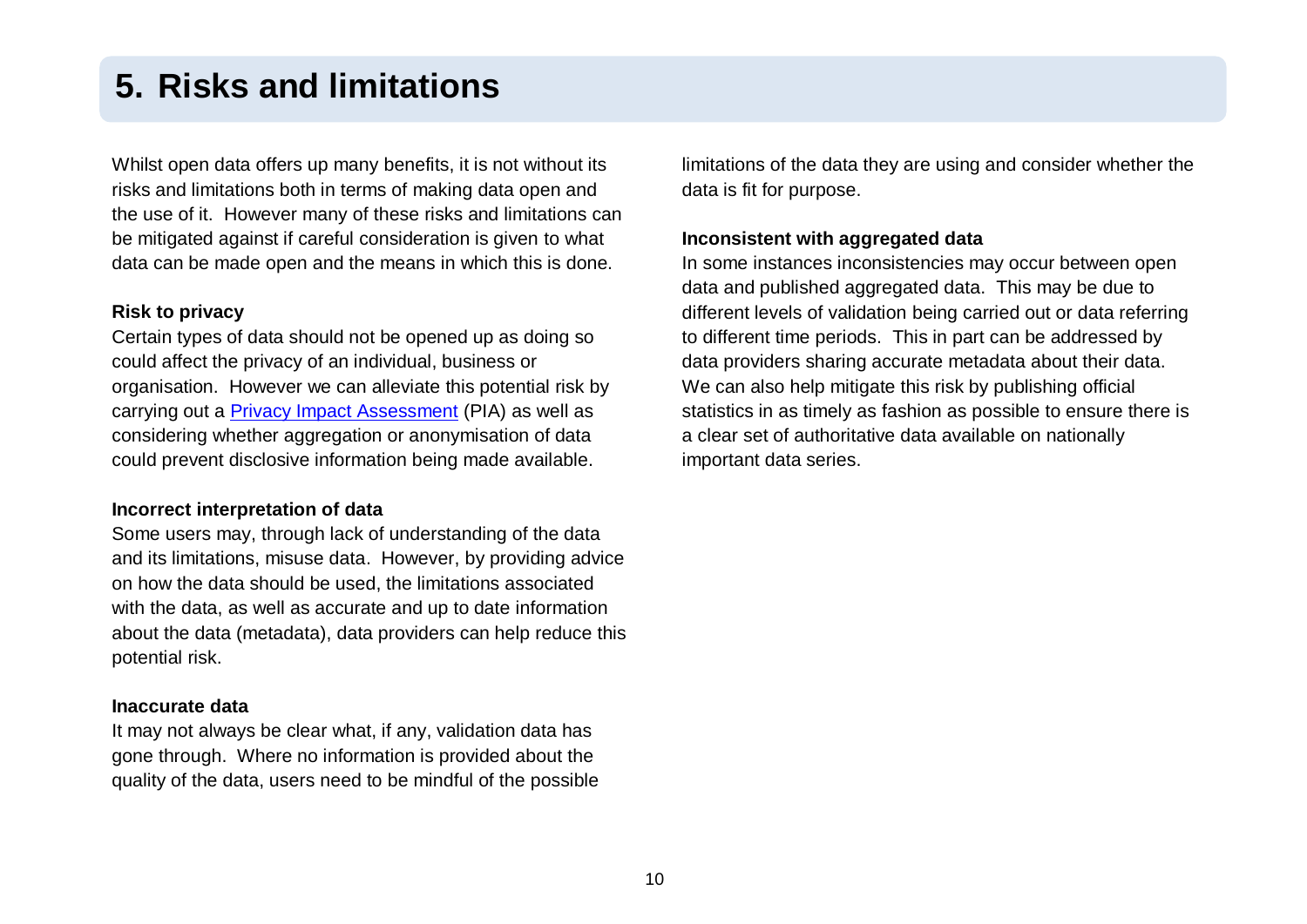# 5. Risks and limitations

Whilst open data offers up many benefits, it is not without its risks and limitations both in terms of making data open and the use of it. However many of these risks and limitations can be mitigated against if careful consideration is given to what data can be made open and the means in which this is done.

**Risk to privacy**

Certain types of data should not be opened up as doing so could affect the privacy of an individual, business or organisation. However we can alleviate this potential risk by carrying out a Privacy Impact Assessment (PIA) as well as considering whether aggregation or anonymisation of data could prevent disclosive information being made available.

**Incorrect interpretation of data**

Some users may, through lack of understanding of the data and its limitations, misuse data. However, by providing advice on how the data should be used, the limitations associated with the data, as well as accurate and up to date information about the data (metadata), data providers can help reduce this potential risk.

**Inaccurate data**

It may not always be clear what, if any, validation data has gone through. Where no information is provided about the quality of the data, users need to be mindful of the possible limitations of the data they are using and consider whether the data is fit for purpose.

**Inconsistent with aggregated data**

In some instances inconsistencies may occur between open data and published aggregated data. This may be due to different levels of validation being carried out or data referring to different time periods. This in part can be addressed by data providers sharing accurate metadata about their data. We can also help mitigate this risk by publishing official statistics in as timely as fashion as possible to ensure there is a clear set of authoritative data available on nationally important data series.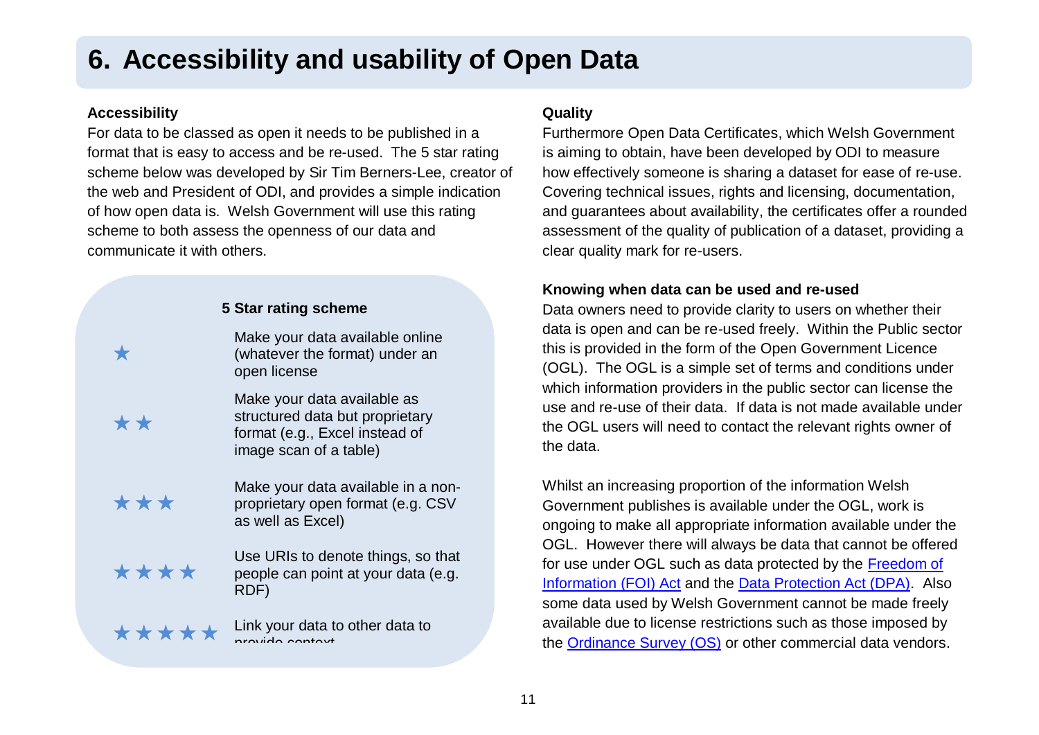# 6. Accessibility and usability of Open Data

### Accessibility

For data to be classed as open it needs to be published in a format that is easy to access and be re-used. The 5 star rating scheme below was developed by Sir Tim Berners-Lee, creator of the web and President of ODI, and provides a simple indication of how open data is. Welsh Government will use this rating scheme to both assess the openness of our data and communicate it with others.

**5 Star rating scheme**

| | |
|---|---|
| ★ | Make your data available online (whatever the format) under an open license |
| ★★ | Make your data available as structured data but proprietary format (e.g., Excel instead of image scan of a table) |
| ★★★ | Make your data available in a non-proprietary open format (e.g. CSV as well as Excel) |
| ★★★★ | Use URIs to denote things, so that people can point at your data (e.g. RDF) |
| ★★★★★ | Link your data to other data to provide context |

### Quality

Furthermore Open Data Certificates, which Welsh Government is aiming to obtain, have been developed by ODI to measure how effectively someone is sharing a dataset for ease of re-use. Covering technical issues, rights and licensing, documentation, and guarantees about availability, the certificates offer a rounded assessment of the quality of publication of a dataset, providing a clear quality mark for re-users.

### Knowing when data can be used and re-used

Data owners need to provide clarity to users on whether their data is open and can be re-used freely. Within the Public sector this is provided in the form of the Open Government Licence (OGL). The OGL is a simple set of terms and conditions under which information providers in the public sector can license the use and re-use of their data. If data is not made available under the OGL users will need to contact the relevant rights owner of the data.

Whilst an increasing proportion of the information Welsh Government publishes is available under the OGL, work is ongoing to make all appropriate information available under the OGL. However there will always be data that cannot be offered for use under OGL such as data protected by the Freedom of Information (FOI) Act and the Data Protection Act (DPA). Also some data used by Welsh Government cannot be made freely available due to license restrictions such as those imposed by the Ordinance Survey (OS) or other commercial data vendors.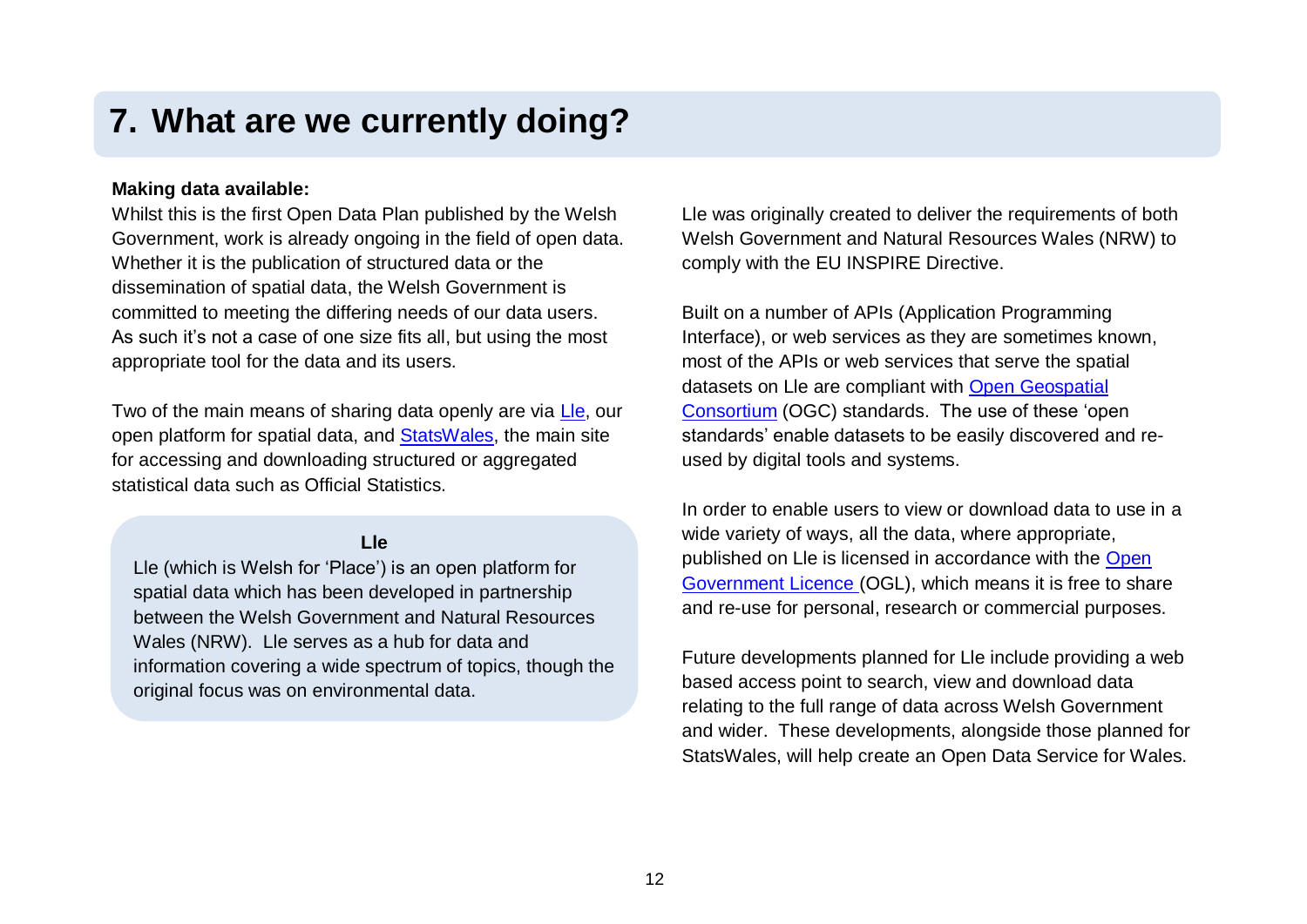# 7. What are we currently doing?

**Making data available:**

Whilst this is the first Open Data Plan published by the Welsh Government, work is already ongoing in the field of open data. Whether it is the publication of structured data or the dissemination of spatial data, the Welsh Government is committed to meeting the differing needs of our data users. As such it's not a case of one size fits all, but using the most appropriate tool for the data and its users.

Two of the main means of sharing data openly are via Lle, our open platform for spatial data, and StatsWales, the main site for accessing and downloading structured or aggregated statistical data such as Official Statistics.

**Lle**

Lle (which is Welsh for 'Place') is an open platform for spatial data which has been developed in partnership between the Welsh Government and Natural Resources Wales (NRW). Lle serves as a hub for data and information covering a wide spectrum of topics, though the original focus was on environmental data.

Lle was originally created to deliver the requirements of both Welsh Government and Natural Resources Wales (NRW) to comply with the EU INSPIRE Directive.

Built on a number of APIs (Application Programming Interface), or web services as they are sometimes known, most of the APIs or web services that serve the spatial datasets on Lle are compliant with Open Geospatial Consortium (OGC) standards. The use of these 'open standards' enable datasets to be easily discovered and re-used by digital tools and systems.

In order to enable users to view or download data to use in a wide variety of ways, all the data, where appropriate, published on Lle is licensed in accordance with the Open Government Licence (OGL), which means it is free to share and re-use for personal, research or commercial purposes.

Future developments planned for Lle include providing a web based access point to search, view and download data relating to the full range of data across Welsh Government and wider. These developments, alongside those planned for StatsWales, will help create an Open Data Service for Wales.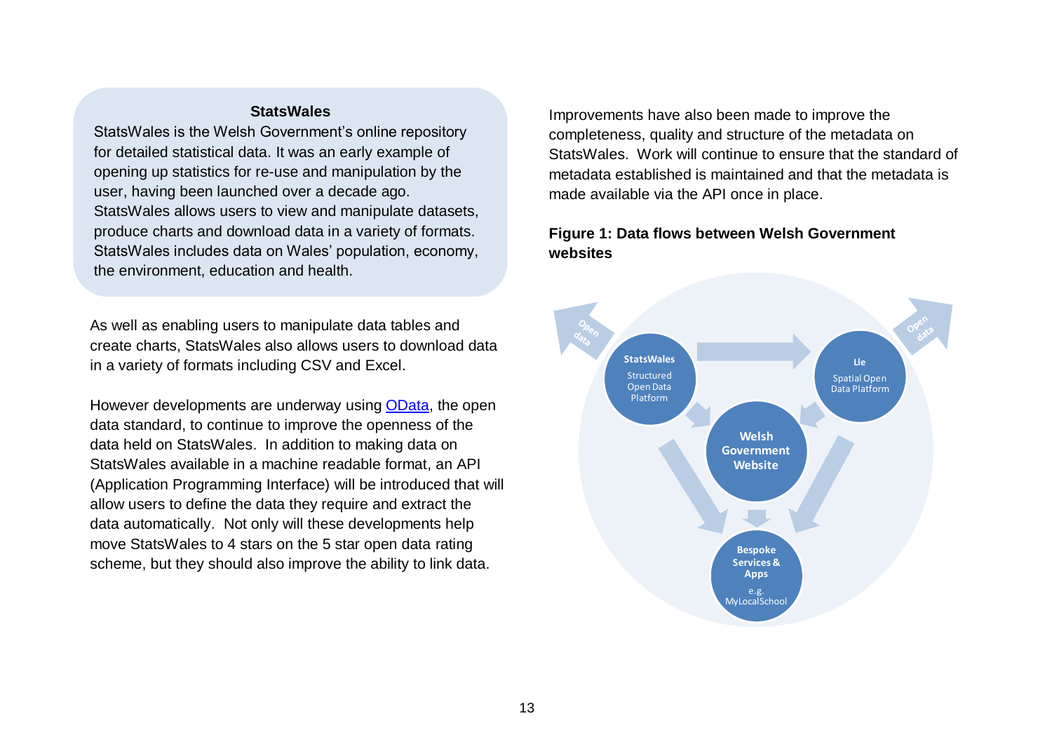**StatsWales**

StatsWales is the Welsh Government's online repository for detailed statistical data. It was an early example of opening up statistics for re-use and manipulation by the user, having been launched over a decade ago. StatsWales allows users to view and manipulate datasets, produce charts and download data in a variety of formats. StatsWales includes data on Wales' population, economy, the environment, education and health.

As well as enabling users to manipulate data tables and create charts, StatsWales also allows users to download data in a variety of formats including CSV and Excel.

However developments are underway using OData, the open data standard, to continue to improve the openness of the data held on StatsWales. In addition to making data on StatsWales available in a machine readable format, an API (Application Programming Interface) will be introduced that will allow users to define the data they require and extract the data automatically. Not only will these developments help move StatsWales to 4 stars on the 5 star open data rating scheme, but they should also improve the ability to link data.

Improvements have also been made to improve the completeness, quality and structure of the metadata on StatsWales. Work will continue to ensure that the standard of metadata established is maintained and that the metadata is made available via the API once in place.

**Figure 1: Data flows between Welsh Government websites**

StatsWales – Structured Open Data Platform

Lle – Spatial Open Data Platform

Welsh Government Website

Bespoke Services & Apps – e.g. MyLocalSchool

Open data

Open data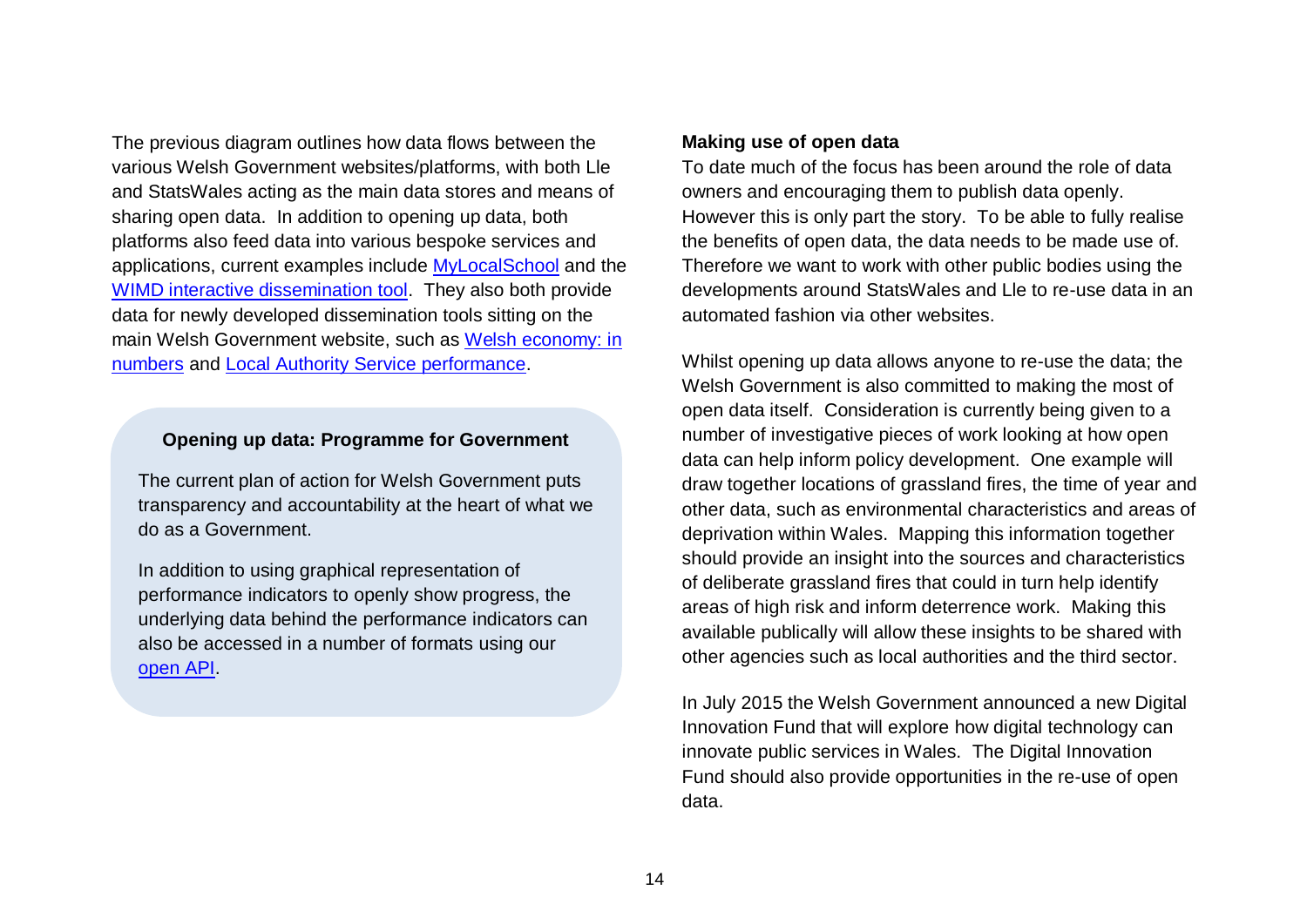The previous diagram outlines how data flows between the various Welsh Government websites/platforms, with both Lle and StatsWales acting as the main data stores and means of sharing open data. In addition to opening up data, both platforms also feed data into various bespoke services and applications, current examples include MyLocalSchool and the WIMD interactive dissemination tool. They also both provide data for newly developed dissemination tools sitting on the main Welsh Government website, such as Welsh economy: in numbers and Local Authority Service performance.

**Opening up data: Programme for Government**

The current plan of action for Welsh Government puts transparency and accountability at the heart of what we do as a Government.

In addition to using graphical representation of performance indicators to openly show progress, the underlying data behind the performance indicators can also be accessed in a number of formats using our open API.

**Making use of open data**

To date much of the focus has been around the role of data owners and encouraging them to publish data openly. However this is only part the story. To be able to fully realise the benefits of open data, the data needs to be made use of. Therefore we want to work with other public bodies using the developments around StatsWales and Lle to re-use data in an automated fashion via other websites.

Whilst opening up data allows anyone to re-use the data; the Welsh Government is also committed to making the most of open data itself. Consideration is currently being given to a number of investigative pieces of work looking at how open data can help inform policy development. One example will draw together locations of grassland fires, the time of year and other data, such as environmental characteristics and areas of deprivation within Wales. Mapping this information together should provide an insight into the sources and characteristics of deliberate grassland fires that could in turn help identify areas of high risk and inform deterrence work. Making this available publically will allow these insights to be shared with other agencies such as local authorities and the third sector.

In July 2015 the Welsh Government announced a new Digital Innovation Fund that will explore how digital technology can innovate public services in Wales. The Digital Innovation Fund should also provide opportunities in the re-use of open data.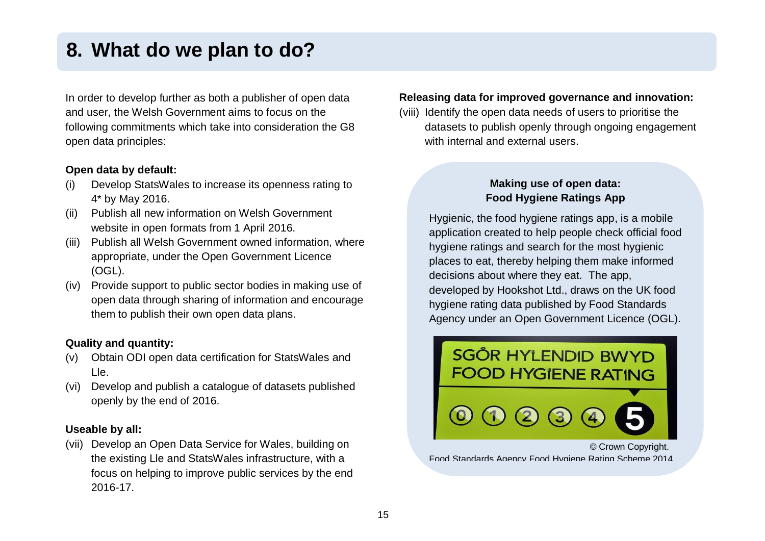# 8. What do we plan to do?

In order to develop further as both a publisher of open data and user, the Welsh Government aims to focus on the following commitments which take into consideration the G8 open data principles:

**Open data by default:**

(i) Develop StatsWales to increase its openness rating to 4* by May 2016.

(ii) Publish all new information on Welsh Government website in open formats from 1 April 2016.

(iii) Publish all Welsh Government owned information, where appropriate, under the Open Government Licence (OGL).

(iv) Provide support to public sector bodies in making use of open data through sharing of information and encourage them to publish their own open data plans.

**Quality and quantity:**

(v) Obtain ODI open data certification for StatsWales and Lle.

(vi) Develop and publish a catalogue of datasets published openly by the end of 2016.

**Useable by all:**

(vii) Develop an Open Data Service for Wales, building on the existing Lle and StatsWales infrastructure, with a focus on helping to improve public services by the end 2016-17.

**Releasing data for improved governance and innovation:**

(viii) Identify the open data needs of users to prioritise the datasets to publish openly through ongoing engagement with internal and external users.

**Making use of open data: Food Hygiene Ratings App**

Hygienic, the food hygiene ratings app, is a mobile application created to help people check official food hygiene ratings and search for the most hygienic places to eat, thereby helping them make informed decisions about where they eat. The app, developed by Hookshot Ltd., draws on the UK food hygiene rating data published by Food Standards Agency under an Open Government Licence (OGL).

SGÔR HYLENDID BWYD FOOD HYGIENE RATING 0 1 2 3 4 5

© Crown Copyright. Food Standards Agency Food Hygiene Rating Scheme 2014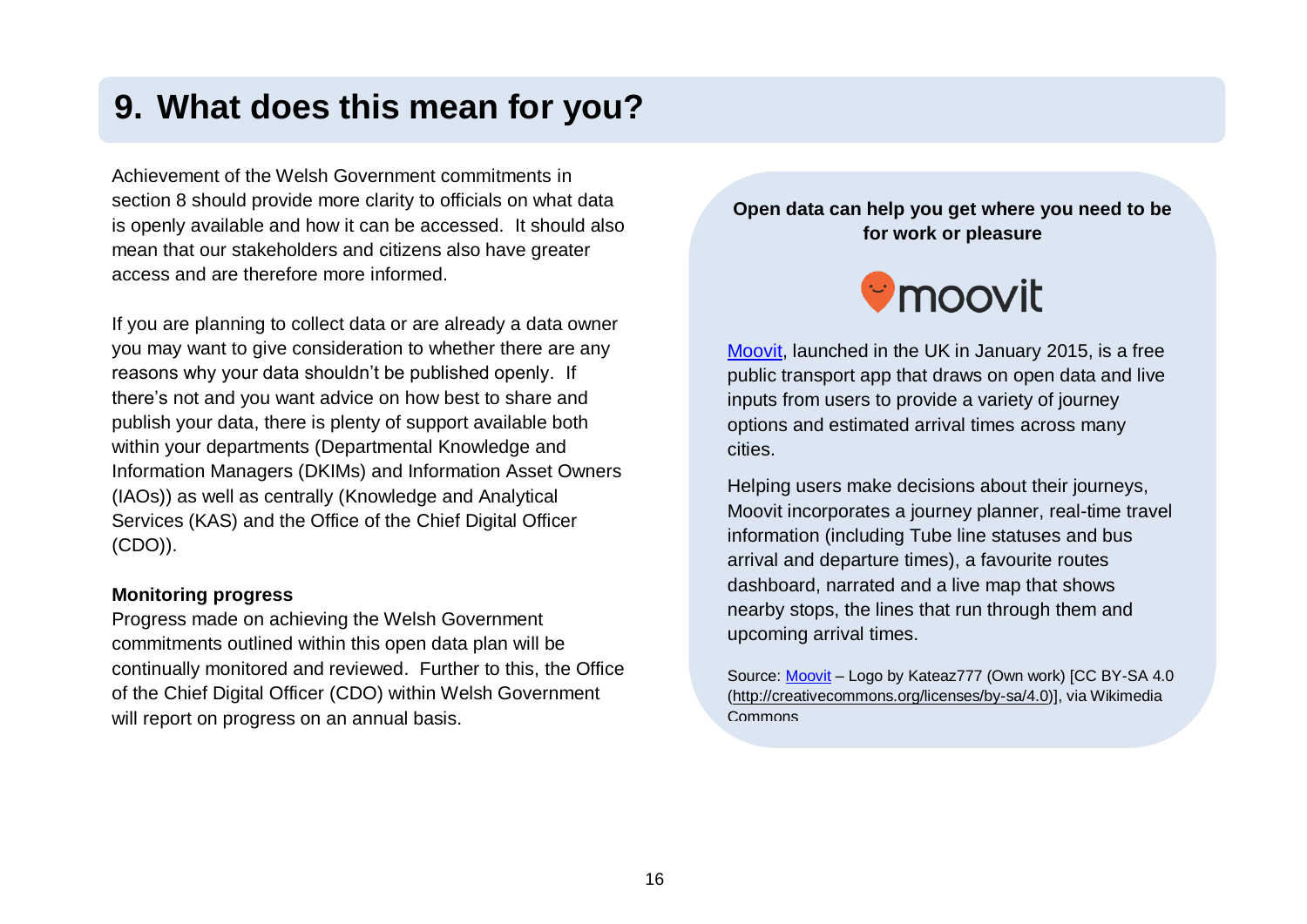## 9. What does this mean for you?

Achievement of the Welsh Government commitments in section 8 should provide more clarity to officials on what data is openly available and how it can be accessed. It should also mean that our stakeholders and citizens also have greater access and are therefore more informed.

If you are planning to collect data or are already a data owner you may want to give consideration to whether there are any reasons why your data shouldn't be published openly. If there's not and you want advice on how best to share and publish your data, there is plenty of support available both within your departments (Departmental Knowledge and Information Managers (DKIMs) and Information Asset Owners (IAOs)) as well as centrally (Knowledge and Analytical Services (KAS) and the Office of the Chief Digital Officer (CDO)).

**Monitoring progress**

Progress made on achieving the Welsh Government commitments outlined within this open data plan will be continually monitored and reviewed. Further to this, the Office of the Chief Digital Officer (CDO) within Welsh Government will report on progress on an annual basis.

**Open data can help you get where you need to be for work or pleasure**

moovit

Moovit, launched in the UK in January 2015, is a free public transport app that draws on open data and live inputs from users to provide a variety of journey options and estimated arrival times across many cities.

Helping users make decisions about their journeys, Moovit incorporates a journey planner, real-time travel information (including Tube line statuses and bus arrival and departure times), a favourite routes dashboard, narrated and a live map that shows nearby stops, the lines that run through them and upcoming arrival times.

Source: Moovit – Logo by Kateaz777 (Own work) [CC BY-SA 4.0 (http://creativecommons.org/licenses/by-sa/4.0)], via Wikimedia Commons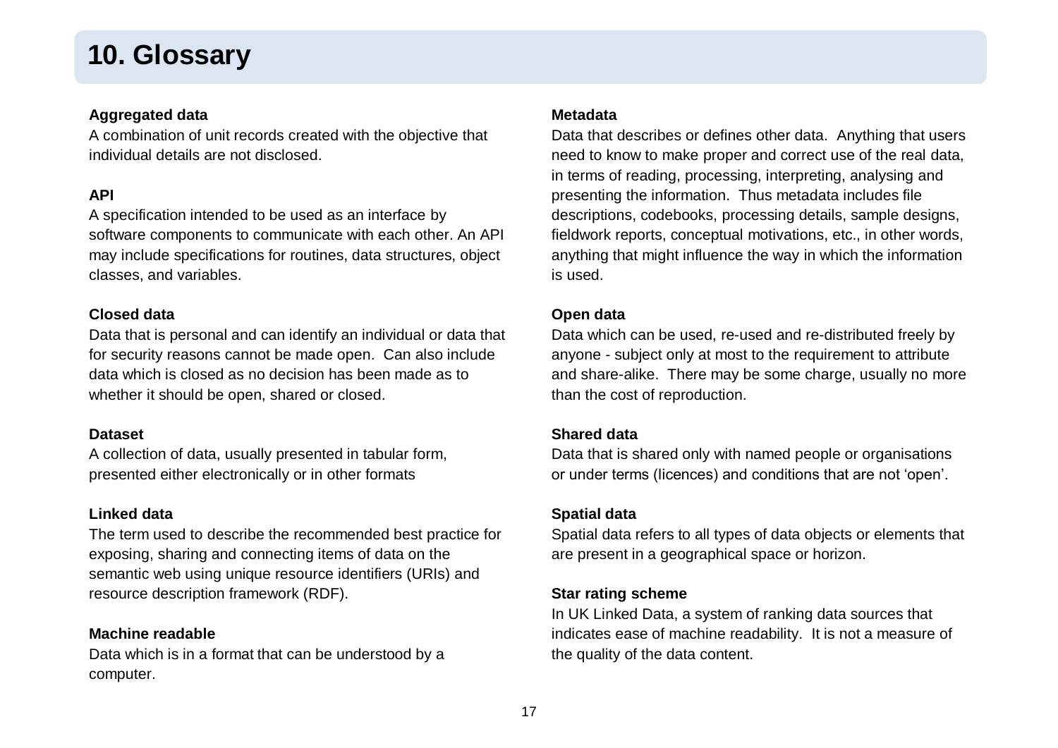# 10. Glossary

**Aggregated data**
A combination of unit records created with the objective that individual details are not disclosed.

**API**
A specification intended to be used as an interface by software components to communicate with each other. An API may include specifications for routines, data structures, object classes, and variables.

**Closed data**
Data that is personal and can identify an individual or data that for security reasons cannot be made open. Can also include data which is closed as no decision has been made as to whether it should be open, shared or closed.

**Dataset**
A collection of data, usually presented in tabular form, presented either electronically or in other formats

**Linked data**
The term used to describe the recommended best practice for exposing, sharing and connecting items of data on the semantic web using unique resource identifiers (URIs) and resource description framework (RDF).

**Machine readable**
Data which is in a format that can be understood by a computer.

**Metadata**
Data that describes or defines other data. Anything that users need to know to make proper and correct use of the real data, in terms of reading, processing, interpreting, analysing and presenting the information. Thus metadata includes file descriptions, codebooks, processing details, sample designs, fieldwork reports, conceptual motivations, etc., in other words, anything that might influence the way in which the information is used.

**Open data**
Data which can be used, re-used and re-distributed freely by anyone - subject only at most to the requirement to attribute and share-alike. There may be some charge, usually no more than the cost of reproduction.

**Shared data**
Data that is shared only with named people or organisations or under terms (licences) and conditions that are not 'open'.

**Spatial data**
Spatial data refers to all types of data objects or elements that are present in a geographical space or horizon.

**Star rating scheme**
In UK Linked Data, a system of ranking data sources that indicates ease of machine readability. It is not a measure of the quality of the data content.